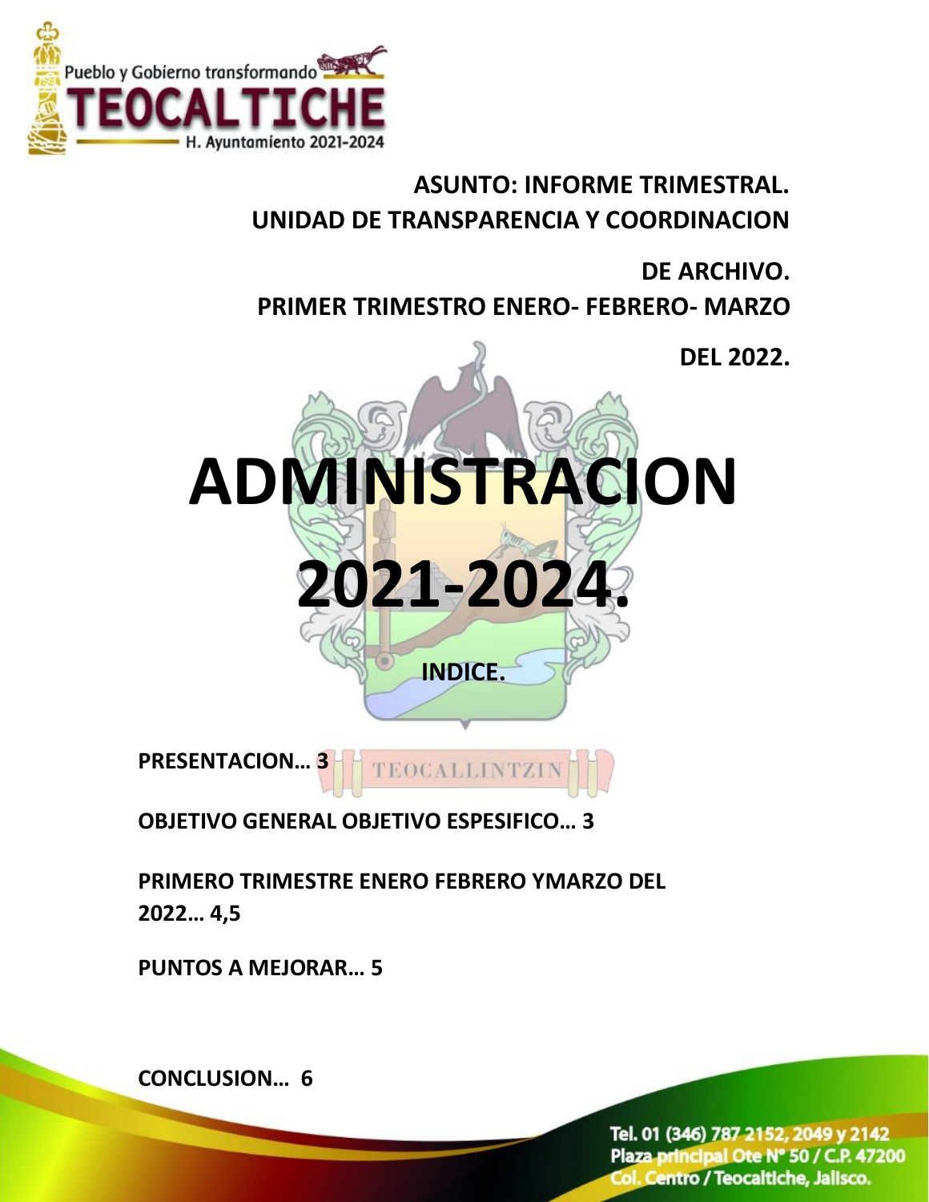**ASUNTO: INFORME TRIMESTRAL.**
**UNIDAD DE TRANSPARENCIA Y COORDINACION DE ARCHIVO.**
**PRIMER TRIMESTRO ENERO- FEBRERO- MARZO DEL 2022.**

# ADMINISTRACION 2021-2024.

**INDICE.**

**PRESENTACION… 3**

**OBJETIVO GENERAL OBJETIVO ESPESIFICO… 3**

**PRIMERO TRIMESTRE ENERO FEBRERO YMARZO DEL 2022… 4,5**

**PUNTOS A MEJORAR… 5**

**CONCLUSION… 6**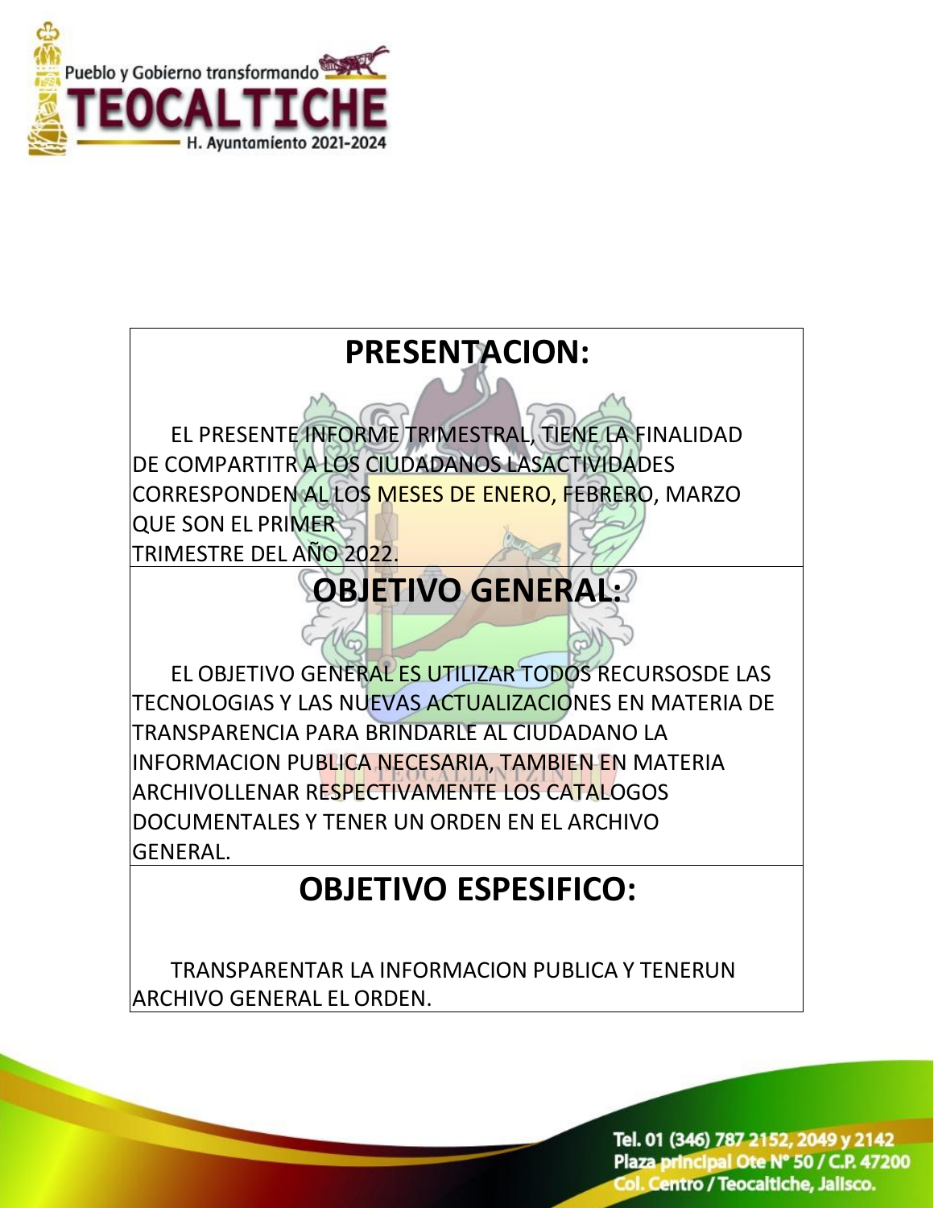# PRESENTACION:

EL PRESENTE INFORME TRIMESTRAL, TIENE LA FINALIDAD DE COMPARTITR A LOS CIUDADANOS LASACTIVIDADES CORRESPONDEN AL LOS MESES DE ENERO, FEBRERO, MARZO QUE SON EL PRIMER TRIMESTRE DEL AÑO 2022.

# OBJETIVO GENERAL:

EL OBJETIVO GENERAL ES UTILIZAR TODOS RECURSOSDE LAS TECNOLOGIAS Y LAS NUEVAS ACTUALIZACIONES EN MATERIA DE TRANSPARENCIA PARA BRINDARLE AL CIUDADANO LA INFORMACION PUBLICA NECESARIA, TAMBIEN EN MATERIA ARCHIVOLLENAR RESPECTIVAMENTE LOS CATALOGOS DOCUMENTALES Y TENER UN ORDEN EN EL ARCHIVO GENERAL.

# OBJETIVO ESPESIFICO:

TRANSPARENTAR LA INFORMACION PUBLICA Y TENERUN ARCHIVO GENERAL EL ORDEN.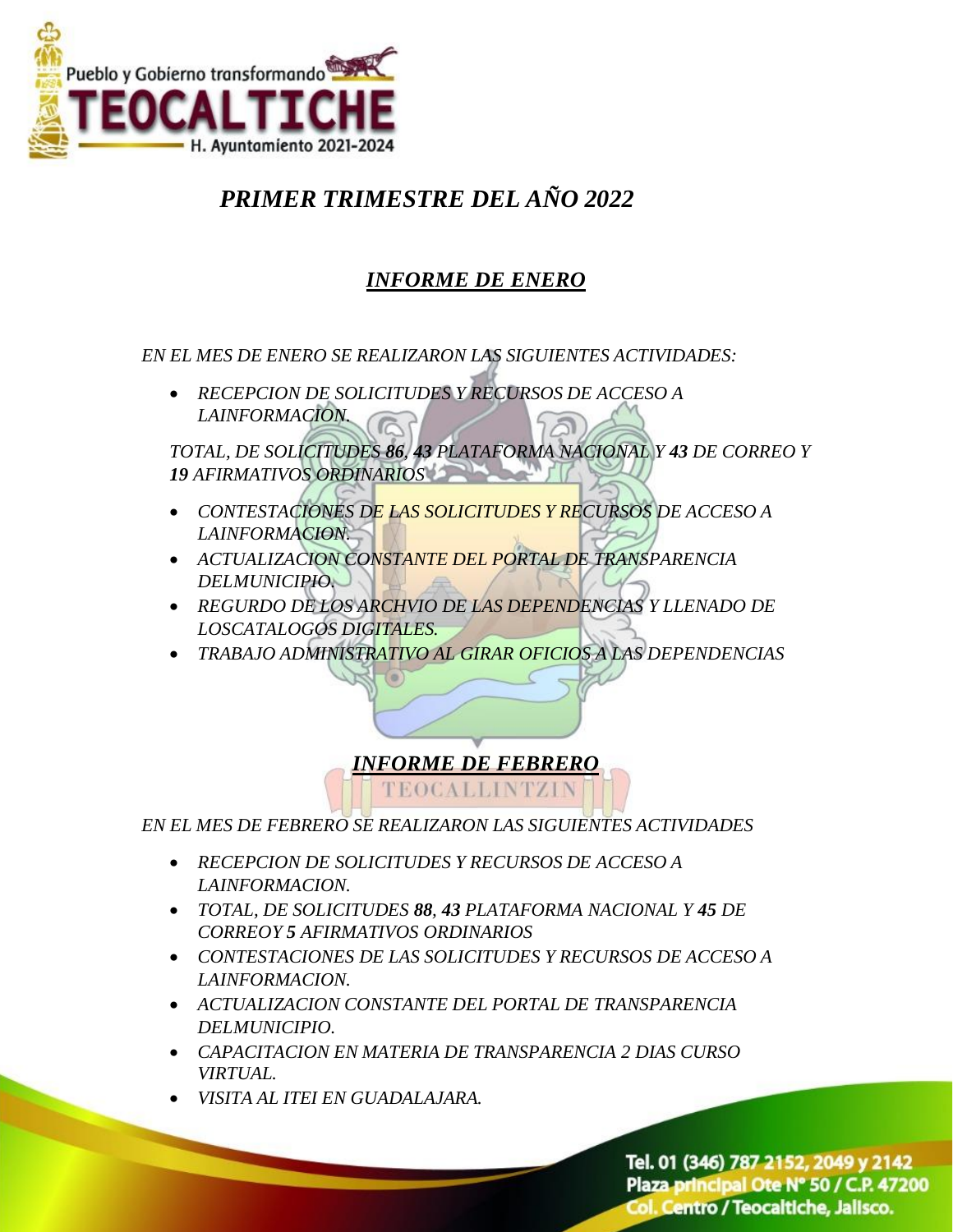# *PRIMER TRIMESTRE DEL AÑO 2022*

## ***INFORME DE ENERO***

*EN EL MES DE ENERO SE REALIZARON LAS SIGUIENTES ACTIVIDADES:*

- *RECEPCION DE SOLICITUDES Y RECURSOS DE ACCESO A LAINFORMACION.*

*TOTAL, DE SOLICITUDES* ***86****,* ***43*** *PLATAFORMA NACIONAL Y* ***43*** *DE CORREO Y* ***19*** *AFIRMATIVOS ORDINARIOS*

- *CONTESTACIONES DE LAS SOLICITUDES Y RECURSOS DE ACCESO A LAINFORMACION.*
- *ACTUALIZACION CONSTANTE DEL PORTAL DE TRANSPARENCIA DELMUNICIPIO.*
- *REGURDO DE LOS ARCHVIO DE LAS DEPENDENCIAS Y LLENADO DE LOSCATALOGOS DIGITALES.*
- *TRABAJO ADMINISTRATIVO AL GIRAR OFICIOS A LAS DEPENDENCIAS*

## ***INFORME DE FEBRERO***

*EN EL MES DE FEBRERO SE REALIZARON LAS SIGUIENTES ACTIVIDADES*

- *RECEPCION DE SOLICITUDES Y RECURSOS DE ACCESO A LAINFORMACION.*
- *TOTAL, DE SOLICITUDES* ***88****,* ***43*** *PLATAFORMA NACIONAL Y* ***45*** *DE CORREOY* ***5*** *AFIRMATIVOS ORDINARIOS*
- *CONTESTACIONES DE LAS SOLICITUDES Y RECURSOS DE ACCESO A LAINFORMACION.*
- *ACTUALIZACION CONSTANTE DEL PORTAL DE TRANSPARENCIA DELMUNICIPIO.*
- *CAPACITACION EN MATERIA DE TRANSPARENCIA 2 DIAS CURSO VIRTUAL.*
- *VISITA AL ITEI EN GUADALAJARA.*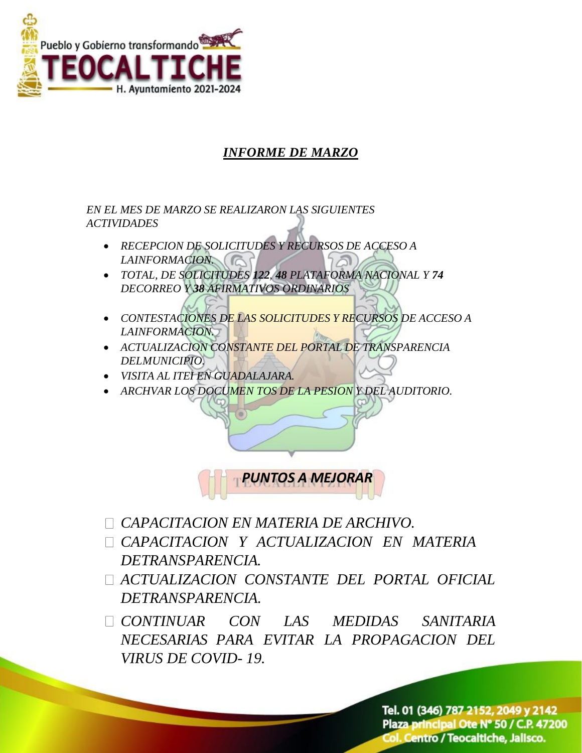## *INFORME DE MARZO*

*EN EL MES DE MARZO SE REALIZARON LAS SIGUIENTES ACTIVIDADES*

- *RECEPCION DE SOLICITUDES Y RECURSOS DE ACCESO A LAINFORMACION.*
- *TOTAL, DE SOLICITUDES **122**, **48** PLATAFORMA NACIONAL Y **74** DECORREO Y **38** AFIRMATIVOS ORDINARIOS*
- *CONTESTACIONES DE LAS SOLICITUDES Y RECURSOS DE ACCESO A LAINFORMACION.*
- *ACTUALIZACION CONSTANTE DEL PORTAL DE TRANSPARENCIA DELMUNICIPIO.*
- *VISITA AL ITEI EN GUADALAJARA.*
- *ARCHVAR LOS DOCUMEN TOS DE LA PESION Y DEL AUDITORIO.*

### *PUNTOS A MEJORAR*

- *CAPACITACION EN MATERIA DE ARCHIVO.*
- *CAPACITACION Y ACTUALIZACION EN MATERIA DETRANSPARENCIA.*
- *ACTUALIZACION CONSTANTE DEL PORTAL OFICIAL DETRANSPARENCIA.*
- *CONTINUAR CON LAS MEDIDAS SANITARIA NECESARIAS PARA EVITAR LA PROPAGACION DEL VIRUS DE COVID- 19.*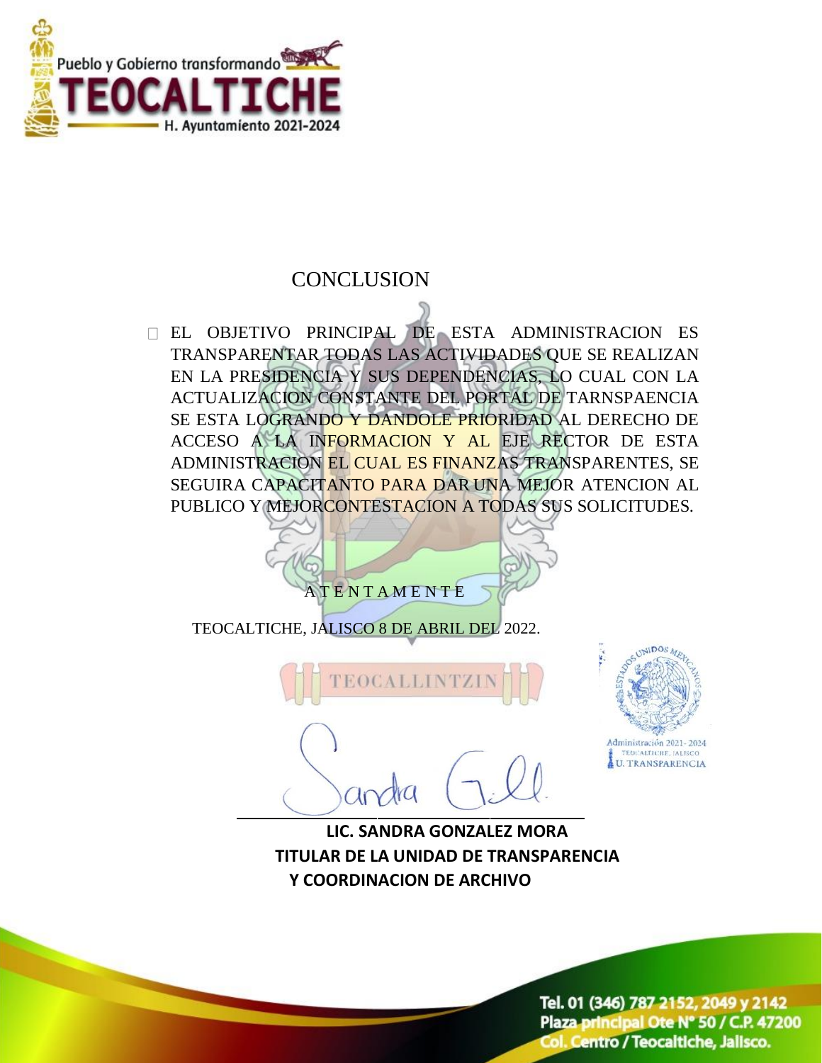# CONCLUSION

- EL OBJETIVO PRINCIPAL DE ESTA ADMINISTRACION ES TRANSPARENTAR TODAS LAS ACTIVIDADES QUE SE REALIZAN EN LA PRESIDENCIA Y SUS DEPENDENCIAS, LO CUAL CON LA ACTUALIZACION CONSTANTE DEL PORTAL DE TARNSPAENCIA SE ESTA LOGRANDO Y DANDOLE PRIORIDAD AL DERECHO DE ACCESO A LA INFORMACION Y AL EJE RECTOR DE ESTA ADMINISTRACION EL CUAL ES FINANZAS TRANSPARENTES, SE SEGUIRA CAPACITANTO PARA DAR UNA MEJOR ATENCION AL PUBLICO Y MEJORCONTESTACION A TODAS SUS SOLICITUDES.

A T E N T A M E N T E

TEOCALTICHE, JALISCO 8 DE ABRIL DEL 2022.

TEOCALLINTZIN

Administración 2021-2024
TEOCALTICHE, JALISCO
U. TRANSPARENCIA

**LIC. SANDRA GONZALEZ MORA**
**TITULAR DE LA UNIDAD DE TRANSPARENCIA**
**Y COORDINACION DE ARCHIVO**

Tel. 01 (346) 787 2152, 2049 y 2142
Plaza principal Ote N° 50 / C.P. 47200
Col. Centro / Teocaltiche, Jalisco.